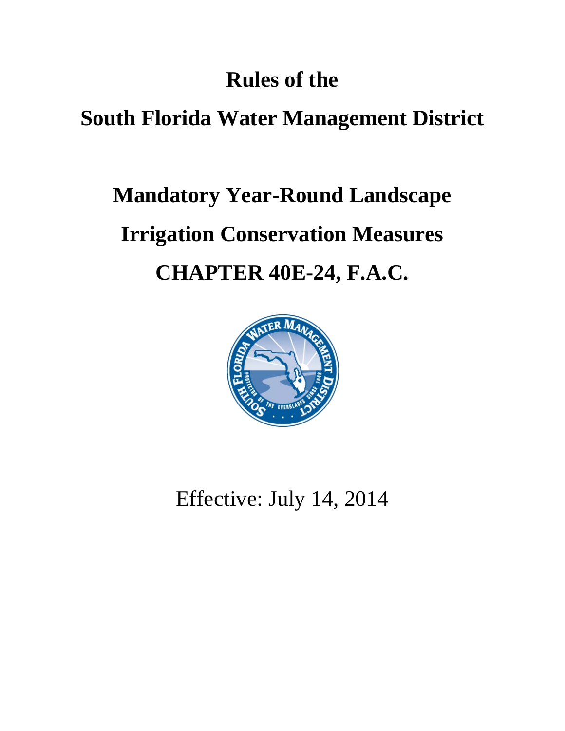# Rules of the

# South Florida Water Management District

# Mandatory Year-Round Landscape Irrigation Conservation Measures

# CHAPTER 40E-24, F.A.C.

Effective: July 14, 2014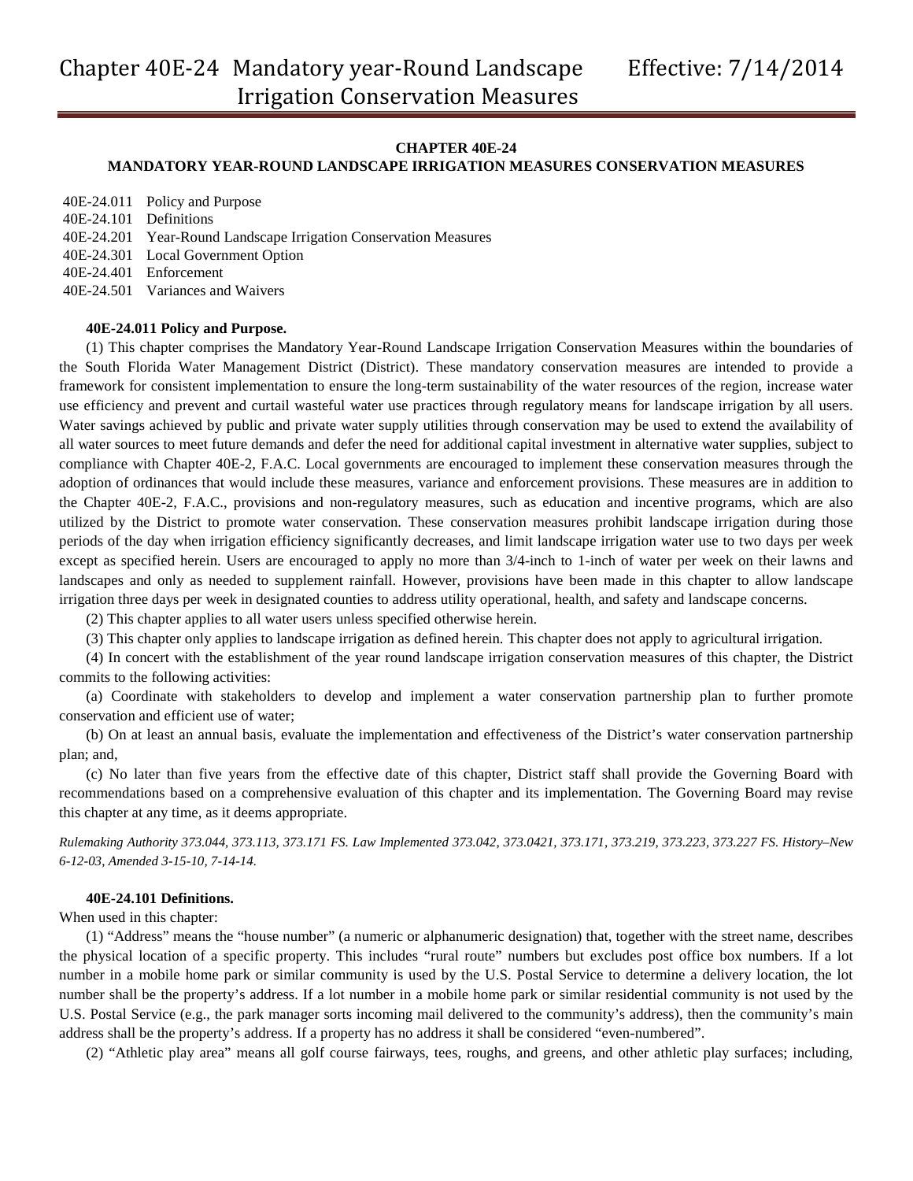**CHAPTER 40E-24**

**MANDATORY YEAR-ROUND LANDSCAPE IRRIGATION MEASURES CONSERVATION MEASURES**

40E-24.011 Policy and Purpose
40E-24.101 Definitions
40E-24.201 Year-Round Landscape Irrigation Conservation Measures
40E-24.301 Local Government Option
40E-24.401 Enforcement
40E-24.501 Variances and Waivers

**40E-24.011 Policy and Purpose.**

(1) This chapter comprises the Mandatory Year-Round Landscape Irrigation Conservation Measures within the boundaries of the South Florida Water Management District (District). These mandatory conservation measures are intended to provide a framework for consistent implementation to ensure the long-term sustainability of the water resources of the region, increase water use efficiency and prevent and curtail wasteful water use practices through regulatory means for landscape irrigation by all users. Water savings achieved by public and private water supply utilities through conservation may be used to extend the availability of all water sources to meet future demands and defer the need for additional capital investment in alternative water supplies, subject to compliance with Chapter 40E-2, F.A.C. Local governments are encouraged to implement these conservation measures through the adoption of ordinances that would include these measures, variance and enforcement provisions. These measures are in addition to the Chapter 40E-2, F.A.C., provisions and non-regulatory measures, such as education and incentive programs, which are also utilized by the District to promote water conservation. These conservation measures prohibit landscape irrigation during those periods of the day when irrigation efficiency significantly decreases, and limit landscape irrigation water use to two days per week except as specified herein. Users are encouraged to apply no more than 3/4-inch to 1-inch of water per week on their lawns and landscapes and only as needed to supplement rainfall. However, provisions have been made in this chapter to allow landscape irrigation three days per week in designated counties to address utility operational, health, and safety and landscape concerns.

(2) This chapter applies to all water users unless specified otherwise herein.

(3) This chapter only applies to landscape irrigation as defined herein. This chapter does not apply to agricultural irrigation.

(4) In concert with the establishment of the year round landscape irrigation conservation measures of this chapter, the District commits to the following activities:

(a) Coordinate with stakeholders to develop and implement a water conservation partnership plan to further promote conservation and efficient use of water;

(b) On at least an annual basis, evaluate the implementation and effectiveness of the District's water conservation partnership plan; and,

(c) No later than five years from the effective date of this chapter, District staff shall provide the Governing Board with recommendations based on a comprehensive evaluation of this chapter and its implementation. The Governing Board may revise this chapter at any time, as it deems appropriate.

*Rulemaking Authority 373.044, 373.113, 373.171 FS. Law Implemented 373.042, 373.0421, 373.171, 373.219, 373.223, 373.227 FS. History–New 6-12-03, Amended 3-15-10, 7-14-14.*

**40E-24.101 Definitions.**

When used in this chapter:

(1) "Address" means the "house number" (a numeric or alphanumeric designation) that, together with the street name, describes the physical location of a specific property. This includes "rural route" numbers but excludes post office box numbers. If a lot number in a mobile home park or similar community is used by the U.S. Postal Service to determine a delivery location, the lot number shall be the property's address. If a lot number in a mobile home park or similar residential community is not used by the U.S. Postal Service (e.g., the park manager sorts incoming mail delivered to the community's address), then the community's main address shall be the property's address. If a property has no address it shall be considered "even-numbered".

(2) "Athletic play area" means all golf course fairways, tees, roughs, and greens, and other athletic play surfaces; including,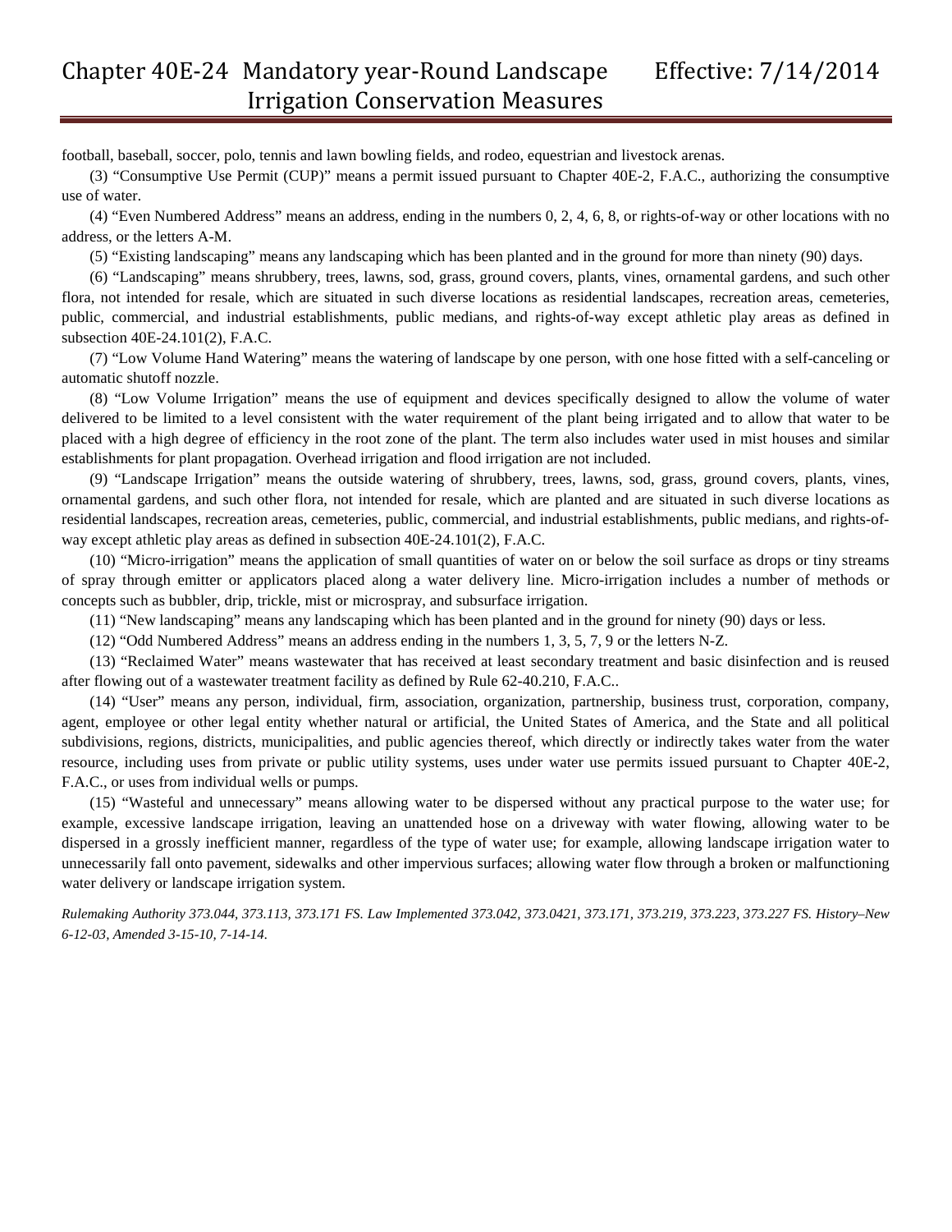football, baseball, soccer, polo, tennis and lawn bowling fields, and rodeo, equestrian and livestock arenas.

(3) "Consumptive Use Permit (CUP)" means a permit issued pursuant to Chapter 40E-2, F.A.C., authorizing the consumptive use of water.

(4) "Even Numbered Address" means an address, ending in the numbers 0, 2, 4, 6, 8, or rights-of-way or other locations with no address, or the letters A-M.

(5) "Existing landscaping" means any landscaping which has been planted and in the ground for more than ninety (90) days.

(6) "Landscaping" means shrubbery, trees, lawns, sod, grass, ground covers, plants, vines, ornamental gardens, and such other flora, not intended for resale, which are situated in such diverse locations as residential landscapes, recreation areas, cemeteries, public, commercial, and industrial establishments, public medians, and rights-of-way except athletic play areas as defined in subsection 40E-24.101(2), F.A.C.

(7) "Low Volume Hand Watering" means the watering of landscape by one person, with one hose fitted with a self-canceling or automatic shutoff nozzle.

(8) "Low Volume Irrigation" means the use of equipment and devices specifically designed to allow the volume of water delivered to be limited to a level consistent with the water requirement of the plant being irrigated and to allow that water to be placed with a high degree of efficiency in the root zone of the plant. The term also includes water used in mist houses and similar establishments for plant propagation. Overhead irrigation and flood irrigation are not included.

(9) "Landscape Irrigation" means the outside watering of shrubbery, trees, lawns, sod, grass, ground covers, plants, vines, ornamental gardens, and such other flora, not intended for resale, which are planted and are situated in such diverse locations as residential landscapes, recreation areas, cemeteries, public, commercial, and industrial establishments, public medians, and rights-of-way except athletic play areas as defined in subsection 40E-24.101(2), F.A.C.

(10) "Micro-irrigation" means the application of small quantities of water on or below the soil surface as drops or tiny streams of spray through emitter or applicators placed along a water delivery line. Micro-irrigation includes a number of methods or concepts such as bubbler, drip, trickle, mist or microspray, and subsurface irrigation.

(11) "New landscaping" means any landscaping which has been planted and in the ground for ninety (90) days or less.

(12) "Odd Numbered Address" means an address ending in the numbers 1, 3, 5, 7, 9 or the letters N-Z.

(13) "Reclaimed Water" means wastewater that has received at least secondary treatment and basic disinfection and is reused after flowing out of a wastewater treatment facility as defined by Rule 62-40.210, F.A.C..

(14) "User" means any person, individual, firm, association, organization, partnership, business trust, corporation, company, agent, employee or other legal entity whether natural or artificial, the United States of America, and the State and all political subdivisions, regions, districts, municipalities, and public agencies thereof, which directly or indirectly takes water from the water resource, including uses from private or public utility systems, uses under water use permits issued pursuant to Chapter 40E-2, F.A.C., or uses from individual wells or pumps.

(15) "Wasteful and unnecessary" means allowing water to be dispersed without any practical purpose to the water use; for example, excessive landscape irrigation, leaving an unattended hose on a driveway with water flowing, allowing water to be dispersed in a grossly inefficient manner, regardless of the type of water use; for example, allowing landscape irrigation water to unnecessarily fall onto pavement, sidewalks and other impervious surfaces; allowing water flow through a broken or malfunctioning water delivery or landscape irrigation system.

*Rulemaking Authority 373.044, 373.113, 373.171 FS. Law Implemented 373.042, 373.0421, 373.171, 373.219, 373.223, 373.227 FS. History–New 6-12-03, Amended 3-15-10, 7-14-14.*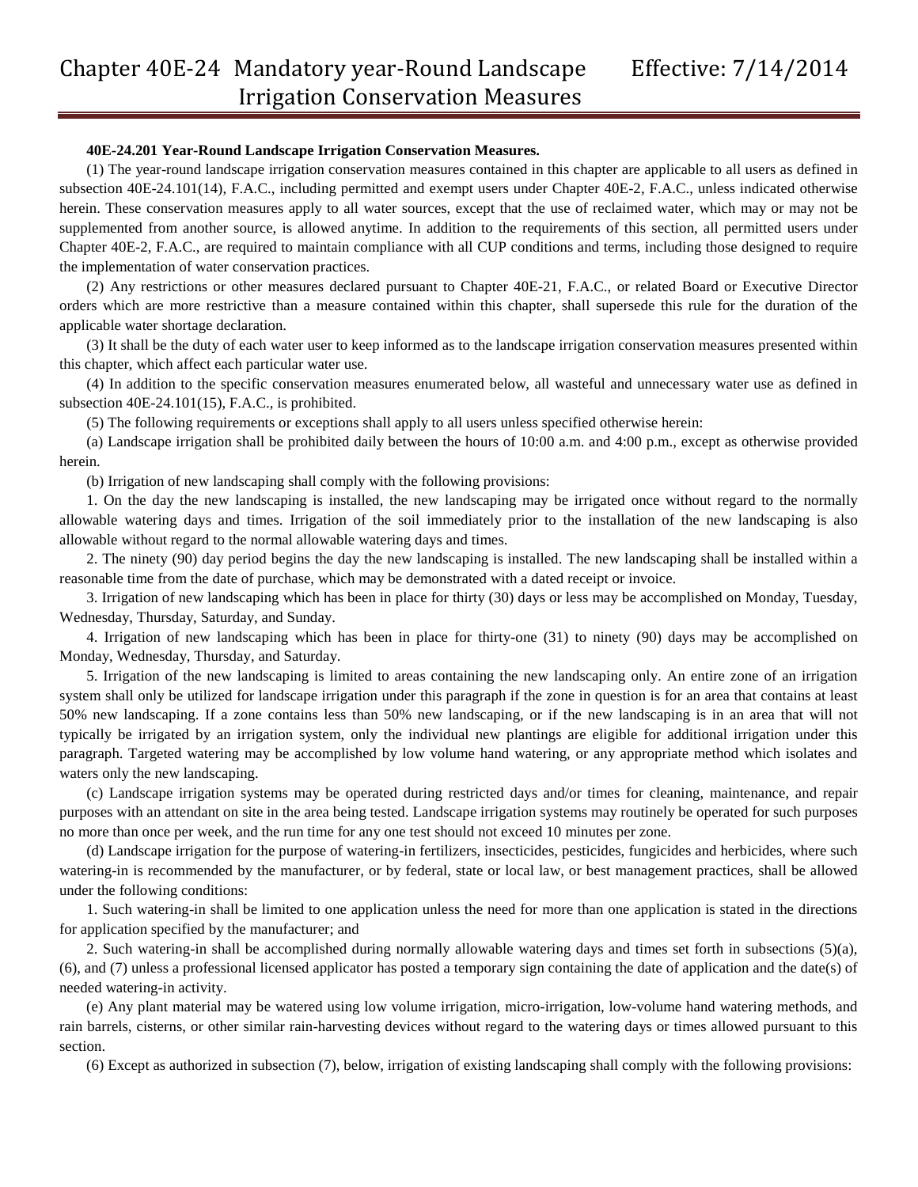**40E-24.201 Year-Round Landscape Irrigation Conservation Measures.**

(1) The year-round landscape irrigation conservation measures contained in this chapter are applicable to all users as defined in subsection 40E-24.101(14), F.A.C., including permitted and exempt users under Chapter 40E-2, F.A.C., unless indicated otherwise herein. These conservation measures apply to all water sources, except that the use of reclaimed water, which may or may not be supplemented from another source, is allowed anytime. In addition to the requirements of this section, all permitted users under Chapter 40E-2, F.A.C., are required to maintain compliance with all CUP conditions and terms, including those designed to require the implementation of water conservation practices.

(2) Any restrictions or other measures declared pursuant to Chapter 40E-21, F.A.C., or related Board or Executive Director orders which are more restrictive than a measure contained within this chapter, shall supersede this rule for the duration of the applicable water shortage declaration.

(3) It shall be the duty of each water user to keep informed as to the landscape irrigation conservation measures presented within this chapter, which affect each particular water use.

(4) In addition to the specific conservation measures enumerated below, all wasteful and unnecessary water use as defined in subsection 40E-24.101(15), F.A.C., is prohibited.

(5) The following requirements or exceptions shall apply to all users unless specified otherwise herein:

(a) Landscape irrigation shall be prohibited daily between the hours of 10:00 a.m. and 4:00 p.m., except as otherwise provided herein.

(b) Irrigation of new landscaping shall comply with the following provisions:

1. On the day the new landscaping is installed, the new landscaping may be irrigated once without regard to the normally allowable watering days and times. Irrigation of the soil immediately prior to the installation of the new landscaping is also allowable without regard to the normal allowable watering days and times.

2. The ninety (90) day period begins the day the new landscaping is installed. The new landscaping shall be installed within a reasonable time from the date of purchase, which may be demonstrated with a dated receipt or invoice.

3. Irrigation of new landscaping which has been in place for thirty (30) days or less may be accomplished on Monday, Tuesday, Wednesday, Thursday, Saturday, and Sunday.

4. Irrigation of new landscaping which has been in place for thirty-one (31) to ninety (90) days may be accomplished on Monday, Wednesday, Thursday, and Saturday.

5. Irrigation of the new landscaping is limited to areas containing the new landscaping only. An entire zone of an irrigation system shall only be utilized for landscape irrigation under this paragraph if the zone in question is for an area that contains at least 50% new landscaping. If a zone contains less than 50% new landscaping, or if the new landscaping is in an area that will not typically be irrigated by an irrigation system, only the individual new plantings are eligible for additional irrigation under this paragraph. Targeted watering may be accomplished by low volume hand watering, or any appropriate method which isolates and waters only the new landscaping.

(c) Landscape irrigation systems may be operated during restricted days and/or times for cleaning, maintenance, and repair purposes with an attendant on site in the area being tested. Landscape irrigation systems may routinely be operated for such purposes no more than once per week, and the run time for any one test should not exceed 10 minutes per zone.

(d) Landscape irrigation for the purpose of watering-in fertilizers, insecticides, pesticides, fungicides and herbicides, where such watering-in is recommended by the manufacturer, or by federal, state or local law, or best management practices, shall be allowed under the following conditions:

1. Such watering-in shall be limited to one application unless the need for more than one application is stated in the directions for application specified by the manufacturer; and

2. Such watering-in shall be accomplished during normally allowable watering days and times set forth in subsections (5)(a), (6), and (7) unless a professional licensed applicator has posted a temporary sign containing the date of application and the date(s) of needed watering-in activity.

(e) Any plant material may be watered using low volume irrigation, micro-irrigation, low-volume hand watering methods, and rain barrels, cisterns, or other similar rain-harvesting devices without regard to the watering days or times allowed pursuant to this section.

(6) Except as authorized in subsection (7), below, irrigation of existing landscaping shall comply with the following provisions: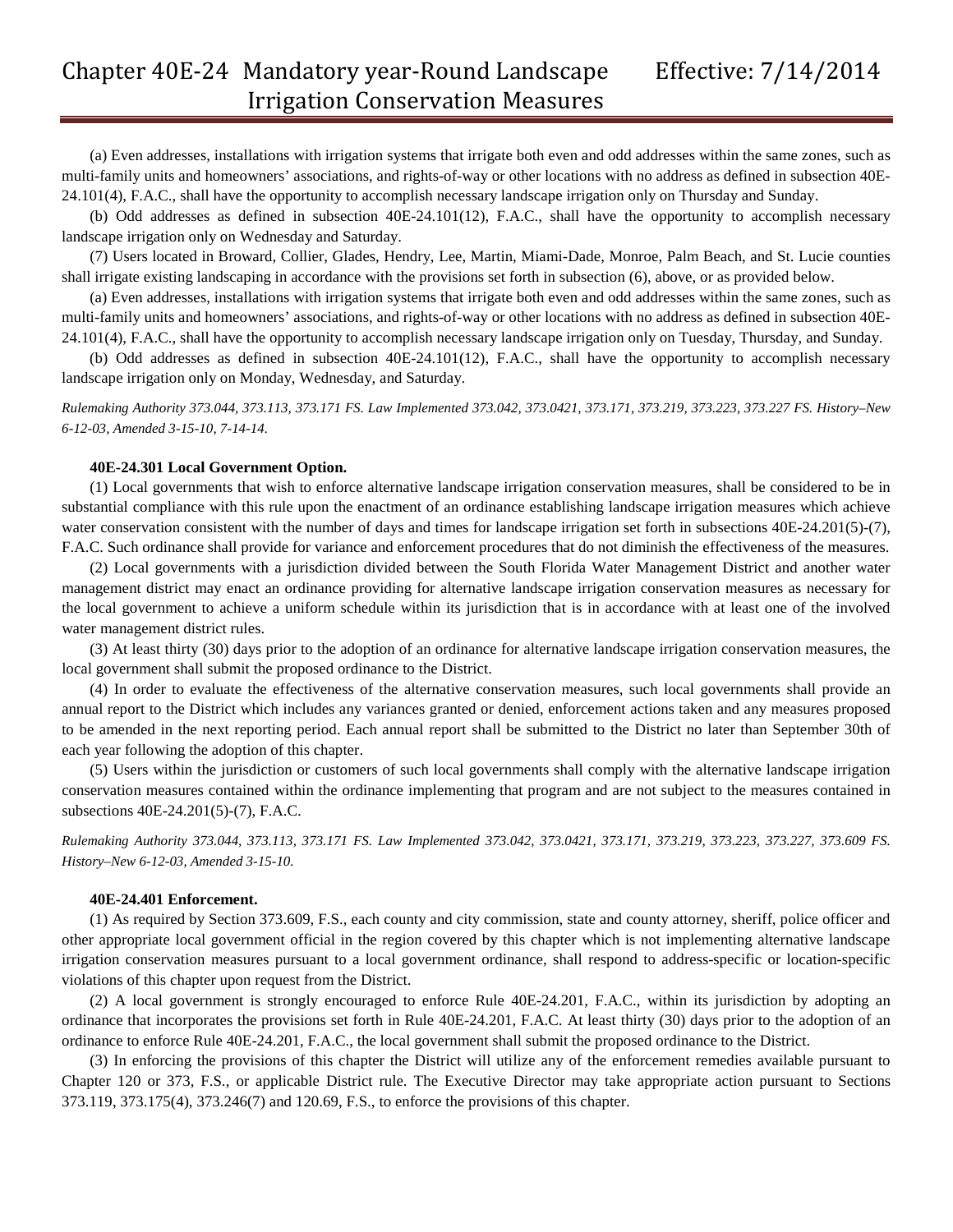(a) Even addresses, installations with irrigation systems that irrigate both even and odd addresses within the same zones, such as multi-family units and homeowners' associations, and rights-of-way or other locations with no address as defined in subsection 40E-24.101(4), F.A.C., shall have the opportunity to accomplish necessary landscape irrigation only on Thursday and Sunday.

(b) Odd addresses as defined in subsection 40E-24.101(12), F.A.C., shall have the opportunity to accomplish necessary landscape irrigation only on Wednesday and Saturday.

(7) Users located in Broward, Collier, Glades, Hendry, Lee, Martin, Miami-Dade, Monroe, Palm Beach, and St. Lucie counties shall irrigate existing landscaping in accordance with the provisions set forth in subsection (6), above, or as provided below.

(a) Even addresses, installations with irrigation systems that irrigate both even and odd addresses within the same zones, such as multi-family units and homeowners' associations, and rights-of-way or other locations with no address as defined in subsection 40E-24.101(4), F.A.C., shall have the opportunity to accomplish necessary landscape irrigation only on Tuesday, Thursday, and Sunday.

(b) Odd addresses as defined in subsection 40E-24.101(12), F.A.C., shall have the opportunity to accomplish necessary landscape irrigation only on Monday, Wednesday, and Saturday.

*Rulemaking Authority 373.044, 373.113, 373.171 FS. Law Implemented 373.042, 373.0421, 373.171, 373.219, 373.223, 373.227 FS. History–New 6-12-03, Amended 3-15-10, 7-14-14.*

**40E-24.301 Local Government Option.**

(1) Local governments that wish to enforce alternative landscape irrigation conservation measures, shall be considered to be in substantial compliance with this rule upon the enactment of an ordinance establishing landscape irrigation measures which achieve water conservation consistent with the number of days and times for landscape irrigation set forth in subsections 40E-24.201(5)-(7), F.A.C. Such ordinance shall provide for variance and enforcement procedures that do not diminish the effectiveness of the measures.

(2) Local governments with a jurisdiction divided between the South Florida Water Management District and another water management district may enact an ordinance providing for alternative landscape irrigation conservation measures as necessary for the local government to achieve a uniform schedule within its jurisdiction that is in accordance with at least one of the involved water management district rules.

(3) At least thirty (30) days prior to the adoption of an ordinance for alternative landscape irrigation conservation measures, the local government shall submit the proposed ordinance to the District.

(4) In order to evaluate the effectiveness of the alternative conservation measures, such local governments shall provide an annual report to the District which includes any variances granted or denied, enforcement actions taken and any measures proposed to be amended in the next reporting period. Each annual report shall be submitted to the District no later than September 30th of each year following the adoption of this chapter.

(5) Users within the jurisdiction or customers of such local governments shall comply with the alternative landscape irrigation conservation measures contained within the ordinance implementing that program and are not subject to the measures contained in subsections 40E-24.201(5)-(7), F.A.C.

*Rulemaking Authority 373.044, 373.113, 373.171 FS. Law Implemented 373.042, 373.0421, 373.171, 373.219, 373.223, 373.227, 373.609 FS. History–New 6-12-03, Amended 3-15-10.*

**40E-24.401 Enforcement.**

(1) As required by Section 373.609, F.S., each county and city commission, state and county attorney, sheriff, police officer and other appropriate local government official in the region covered by this chapter which is not implementing alternative landscape irrigation conservation measures pursuant to a local government ordinance, shall respond to address-specific or location-specific violations of this chapter upon request from the District.

(2) A local government is strongly encouraged to enforce Rule 40E-24.201, F.A.C., within its jurisdiction by adopting an ordinance that incorporates the provisions set forth in Rule 40E-24.201, F.A.C. At least thirty (30) days prior to the adoption of an ordinance to enforce Rule 40E-24.201, F.A.C., the local government shall submit the proposed ordinance to the District.

(3) In enforcing the provisions of this chapter the District will utilize any of the enforcement remedies available pursuant to Chapter 120 or 373, F.S., or applicable District rule. The Executive Director may take appropriate action pursuant to Sections 373.119, 373.175(4), 373.246(7) and 120.69, F.S., to enforce the provisions of this chapter.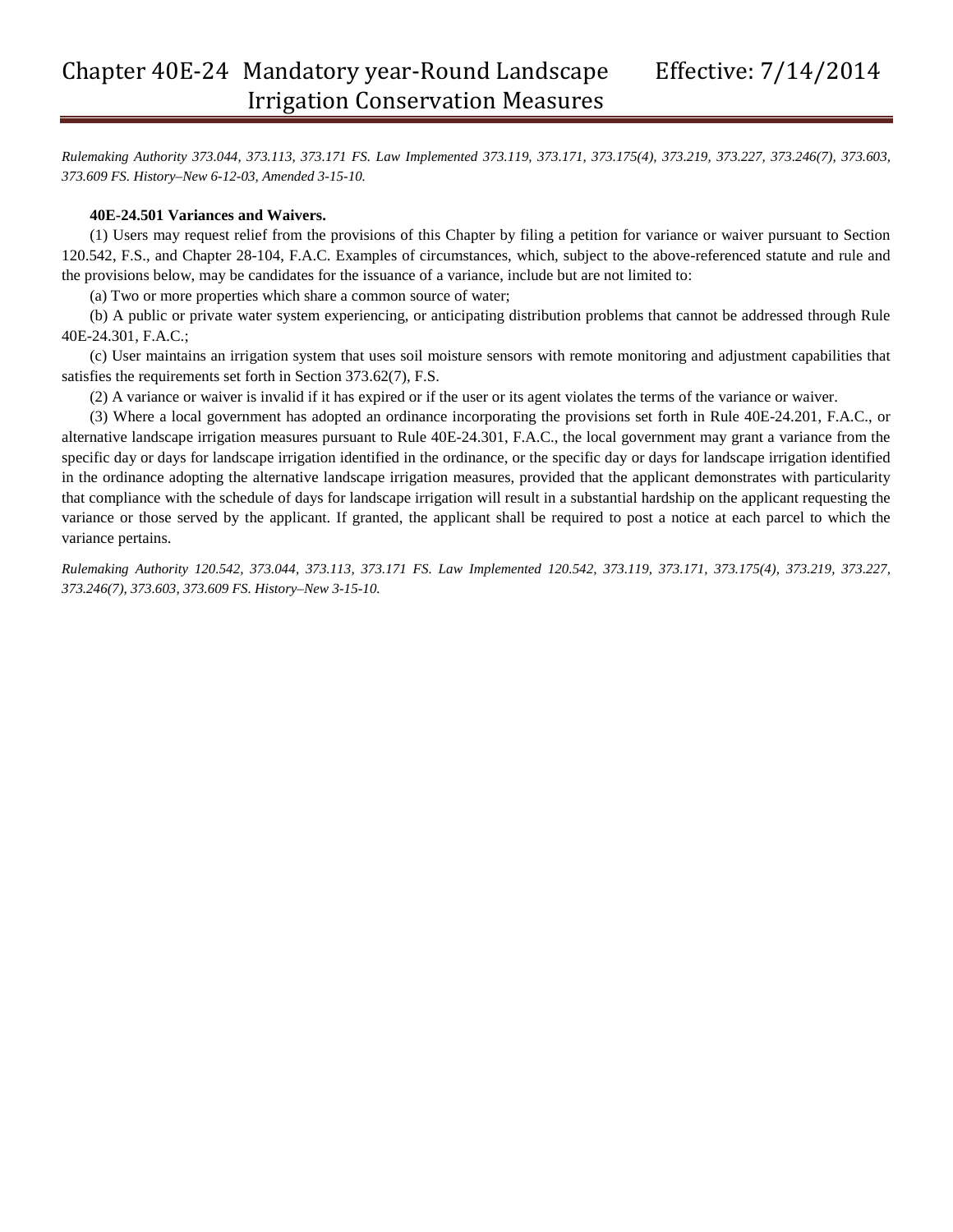*Rulemaking Authority 373.044, 373.113, 373.171 FS. Law Implemented 373.119, 373.171, 373.175(4), 373.219, 373.227, 373.246(7), 373.603, 373.609 FS. History–New 6-12-03, Amended 3-15-10.*

**40E-24.501 Variances and Waivers.**

(1) Users may request relief from the provisions of this Chapter by filing a petition for variance or waiver pursuant to Section 120.542, F.S., and Chapter 28-104, F.A.C. Examples of circumstances, which, subject to the above-referenced statute and rule and the provisions below, may be candidates for the issuance of a variance, include but are not limited to:

(a) Two or more properties which share a common source of water;

(b) A public or private water system experiencing, or anticipating distribution problems that cannot be addressed through Rule 40E-24.301, F.A.C.;

(c) User maintains an irrigation system that uses soil moisture sensors with remote monitoring and adjustment capabilities that satisfies the requirements set forth in Section 373.62(7), F.S.

(2) A variance or waiver is invalid if it has expired or if the user or its agent violates the terms of the variance or waiver.

(3) Where a local government has adopted an ordinance incorporating the provisions set forth in Rule 40E-24.201, F.A.C., or alternative landscape irrigation measures pursuant to Rule 40E-24.301, F.A.C., the local government may grant a variance from the specific day or days for landscape irrigation identified in the ordinance, or the specific day or days for landscape irrigation identified in the ordinance adopting the alternative landscape irrigation measures, provided that the applicant demonstrates with particularity that compliance with the schedule of days for landscape irrigation will result in a substantial hardship on the applicant requesting the variance or those served by the applicant. If granted, the applicant shall be required to post a notice at each parcel to which the variance pertains.

*Rulemaking Authority 120.542, 373.044, 373.113, 373.171 FS. Law Implemented 120.542, 373.119, 373.171, 373.175(4), 373.219, 373.227, 373.246(7), 373.603, 373.609 FS. History–New 3-15-10.*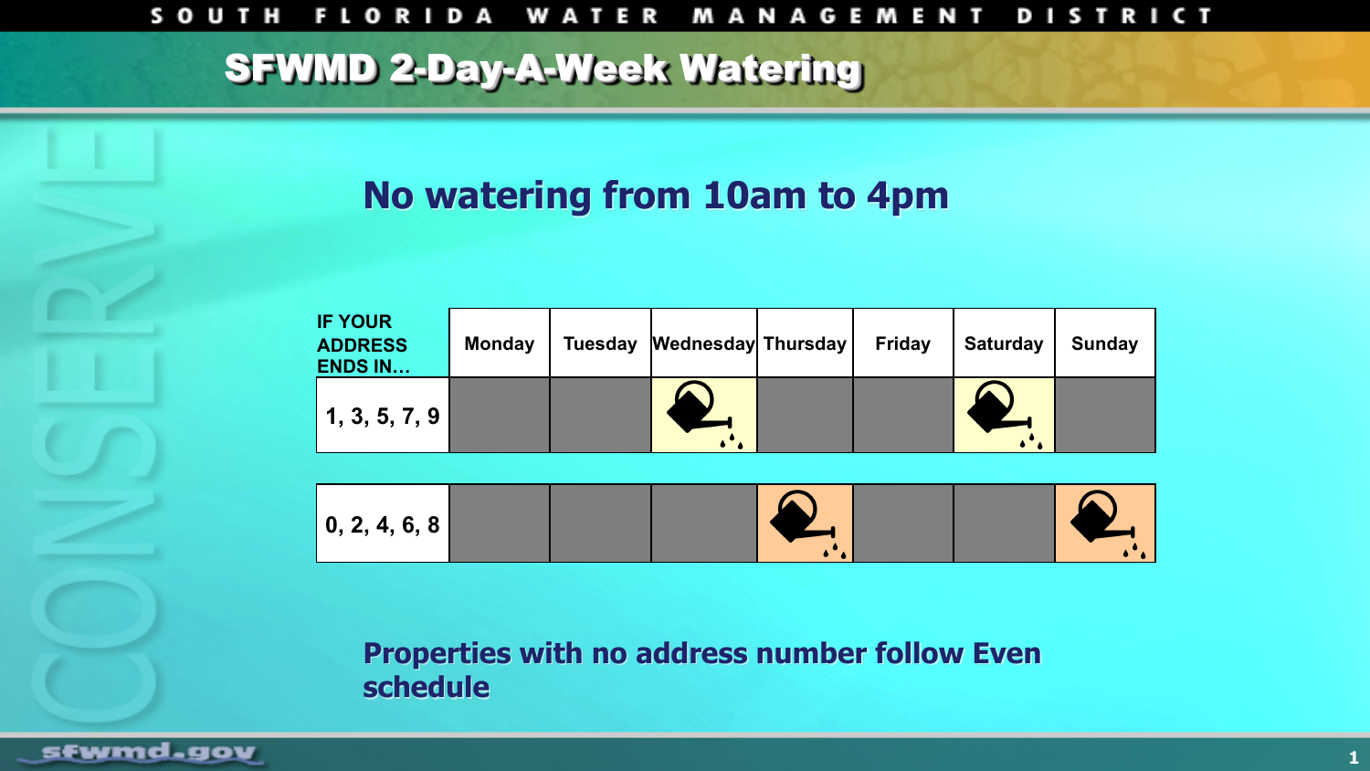# SFWMD 2-Day-A-Week Watering

## No watering from 10am to 4pm

| IF YOUR ADDRESS ENDS IN… | Monday | Tuesday | Wednesday | Thursday | Friday | Saturday | Sunday |
|---|---|---|---|---|---|---|---|
| 1, 3, 5, 7, 9 | | | ✓ | | | ✓ | |
| 0, 2, 4, 6, 8 | | | | ✓ | | | ✓ |

**Properties with no address number follow Even schedule**

sfwmd.gov